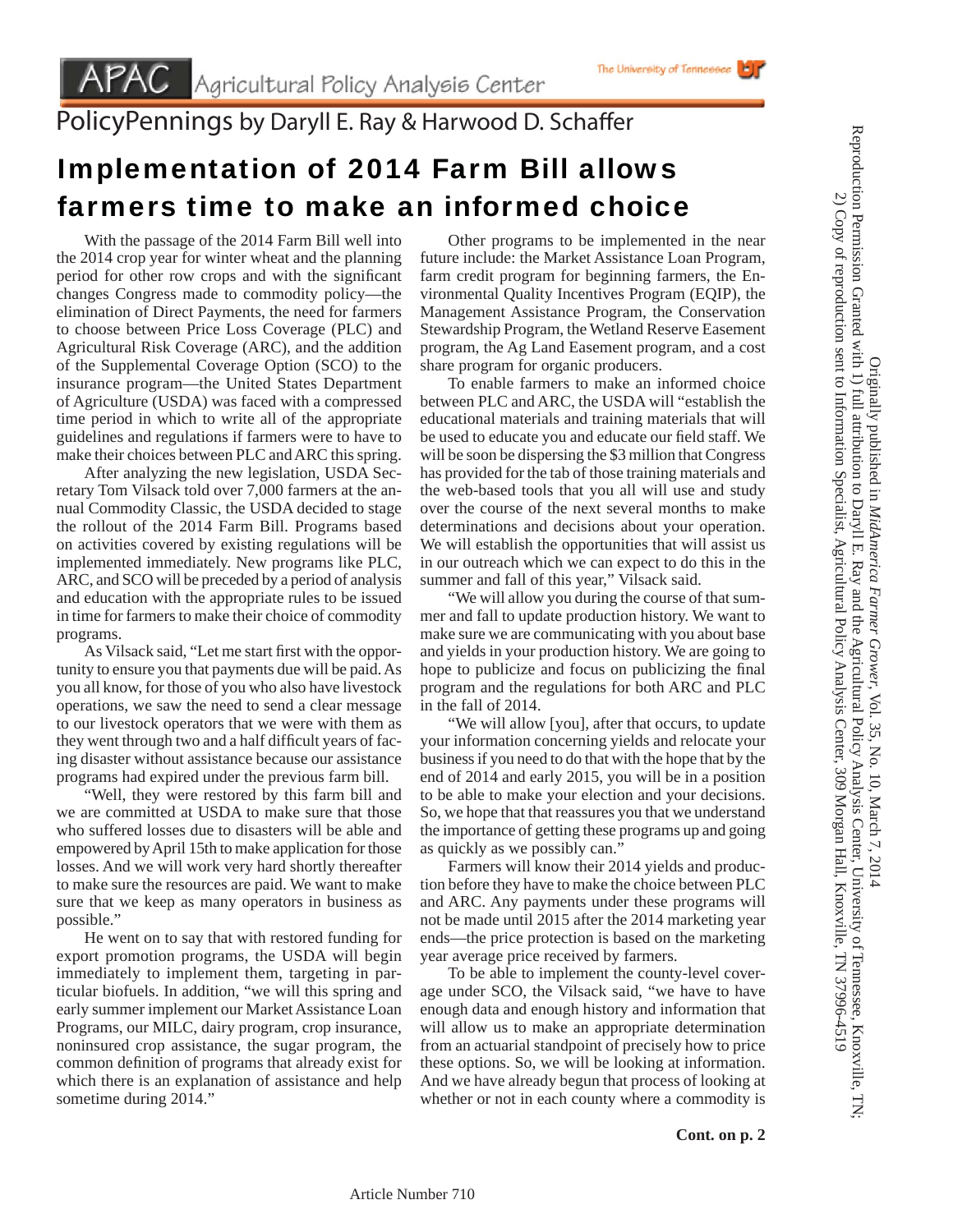APAC Agricultural Policy Analysis Center

PolicyPennings by Daryll E. Ray & Harwood D. Schaffer

# Implementation of 2014 Farm Bill allows farmers time to make an informed choice

With the passage of the 2014 Farm Bill well into the 2014 crop year for winter wheat and the planning period for other row crops and with the significant changes Congress made to commodity policy—the elimination of Direct Payments, the need for farmers to choose between Price Loss Coverage (PLC) and Agricultural Risk Coverage (ARC), and the addition of the Supplemental Coverage Option (SCO) to the insurance program—the United States Department of Agriculture (USDA) was faced with a compressed time period in which to write all of the appropriate guidelines and regulations if farmers were to have to make their choices between PLC and ARC this spring.

After analyzing the new legislation, USDA Secretary Tom Vilsack told over 7,000 farmers at the annual Commodity Classic, the USDA decided to stage the rollout of the 2014 Farm Bill. Programs based on activities covered by existing regulations will be implemented immediately. New programs like PLC, ARC, and SCO will be preceded by a period of analysis and education with the appropriate rules to be issued in time for farmers to make their choice of commodity programs.

As Vilsack said, "Let me start first with the opportunity to ensure you that payments due will be paid. As you all know, for those of you who also have livestock operations, we saw the need to send a clear message to our livestock operators that we were with them as they went through two and a half difficult years of facing disaster without assistance because our assistance programs had expired under the previous farm bill.

"Well, they were restored by this farm bill and we are committed at USDA to make sure that those who suffered losses due to disasters will be able and empowered by April 15th to make application for those losses. And we will work very hard shortly thereafter to make sure the resources are paid. We want to make sure that we keep as many operators in business as possible."

He went on to say that with restored funding for export promotion programs, the USDA will begin immediately to implement them, targeting in particular biofuels. In addition, "we will this spring and early summer implement our Market Assistance Loan Programs, our MILC, dairy program, crop insurance, noninsured crop assistance, the sugar program, the common definition of programs that already exist for which there is an explanation of assistance and help sometime during 2014."

Other programs to be implemented in the near future include: the Market Assistance Loan Program, farm credit program for beginning farmers, the Environmental Quality Incentives Program (EQIP), the Management Assistance Program, the Conservation Stewardship Program, the Wetland Reserve Easement program, the Ag Land Easement program, and a cost share program for organic producers.

To enable farmers to make an informed choice between PLC and ARC, the USDA will "establish the educational materials and training materials that will be used to educate you and educate our field staff. We will be soon be dispersing the $3 million that Congress has provided for the tab of those training materials and the web-based tools that you all will use and study over the course of the next several months to make determinations and decisions about your operation. We will establish the opportunities that will assist us in our outreach which we can expect to do this in the summer and fall of this year," Vilsack said.

"We will allow you during the course of that summer and fall to update production history. We want to make sure we are communicating with you about base and yields in your production history. We are going to hope to publicize and focus on publicizing the final program and the regulations for both ARC and PLC in the fall of 2014.

"We will allow [you], after that occurs, to update your information concerning yields and relocate your business if you need to do that with the hope that by the end of 2014 and early 2015, you will be in a position to be able to make your election and your decisions. So, we hope that that reassures you that we understand the importance of getting these programs up and going as quickly as we possibly can."

Farmers will know their 2014 yields and production before they have to make the choice between PLC and ARC. Any payments under these programs will not be made until 2015 after the 2014 marketing year ends—the price protection is based on the marketing year average price received by farmers.

To be able to implement the county-level coverage under SCO, the Vilsack said, "we have to have enough data and enough history and information that will allow us to make an appropriate determination from an actuarial standpoint of precisely how to price these options. So, we will be looking at information. And we have already begun that process of looking at whether or not in each county where a commodity is

**Cont. on p. 2**

Originally published in *MidAmerica Farmer Grower*, Vol. 35, No. 10, March 7, 2014
Reproduction Permission Granted with 1) full attribution to Daryll E. Ray and the Agricultural Policy Analysis Center, University of Tennessee, Knoxville, TN;
2) Copy of reproduction sent to Information Specialist, Agricultural Policy Analysis Center, 309 Morgan Hall, Knoxville, TN 37996-4519

Article Number 710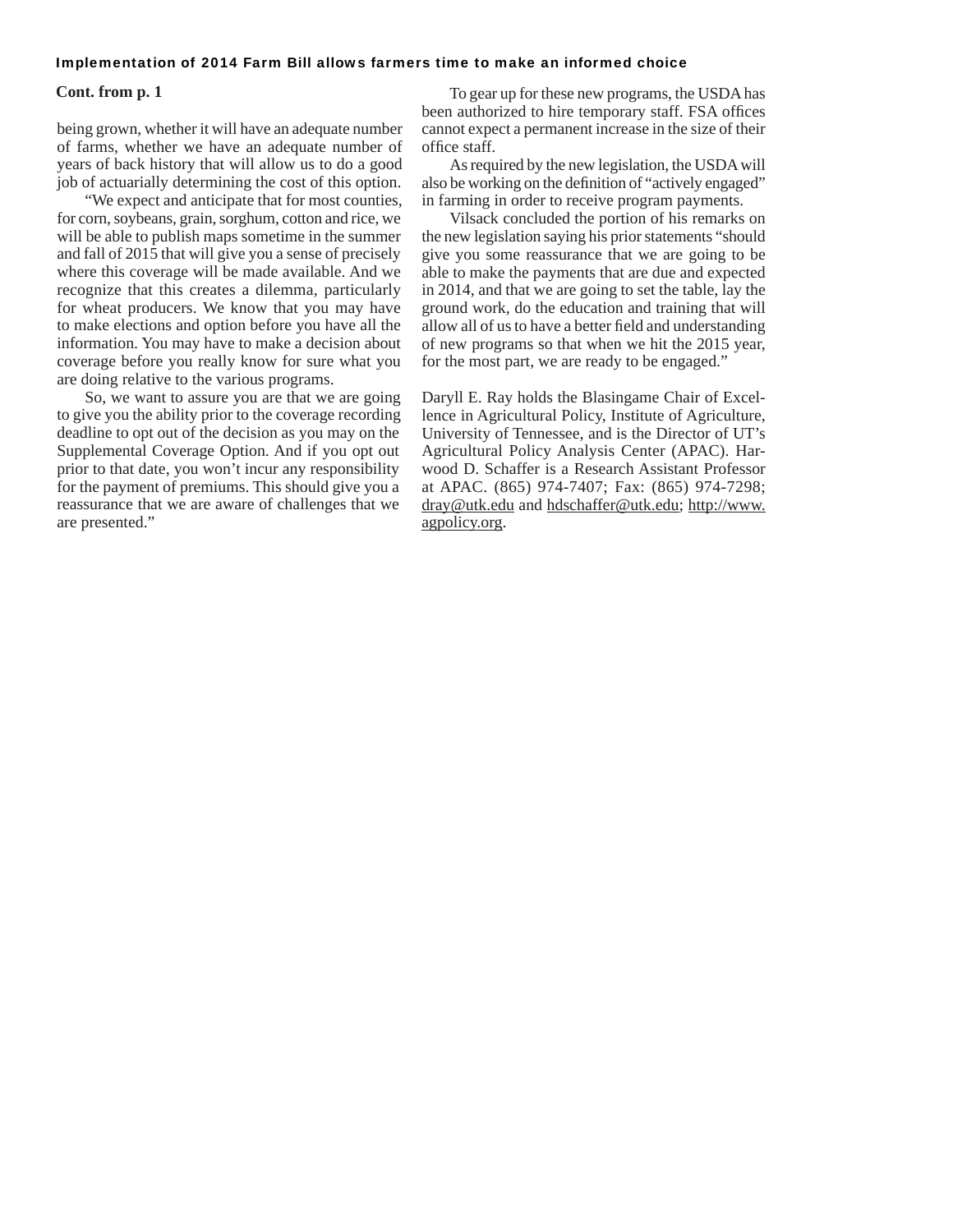**Cont. from p. 1**

being grown, whether it will have an adequate number of farms, whether we have an adequate number of years of back history that will allow us to do a good job of actuarially determining the cost of this option.

"We expect and anticipate that for most counties, for corn, soybeans, grain, sorghum, cotton and rice, we will be able to publish maps sometime in the summer and fall of 2015 that will give you a sense of precisely where this coverage will be made available. And we recognize that this creates a dilemma, particularly for wheat producers. We know that you may have to make elections and option before you have all the information. You may have to make a decision about coverage before you really know for sure what you are doing relative to the various programs.

So, we want to assure you are that we are going to give you the ability prior to the coverage recording deadline to opt out of the decision as you may on the Supplemental Coverage Option. And if you opt out prior to that date, you won't incur any responsibility for the payment of premiums. This should give you a reassurance that we are aware of challenges that we are presented."

To gear up for these new programs, the USDA has been authorized to hire temporary staff. FSA offices cannot expect a permanent increase in the size of their office staff.

As required by the new legislation, the USDA will also be working on the definition of "actively engaged" in farming in order to receive program payments.

Vilsack concluded the portion of his remarks on the new legislation saying his prior statements "should give you some reassurance that we are going to be able to make the payments that are due and expected in 2014, and that we are going to set the table, lay the ground work, do the education and training that will allow all of us to have a better field and understanding of new programs so that when we hit the 2015 year, for the most part, we are ready to be engaged."

Daryll E. Ray holds the Blasingame Chair of Excellence in Agricultural Policy, Institute of Agriculture, University of Tennessee, and is the Director of UT's Agricultural Policy Analysis Center (APAC). Harwood D. Schaffer is a Research Assistant Professor at APAC. (865) 974-7407; Fax: (865) 974-7298; dray@utk.edu and hdschaffer@utk.edu; http://www.agpolicy.org.